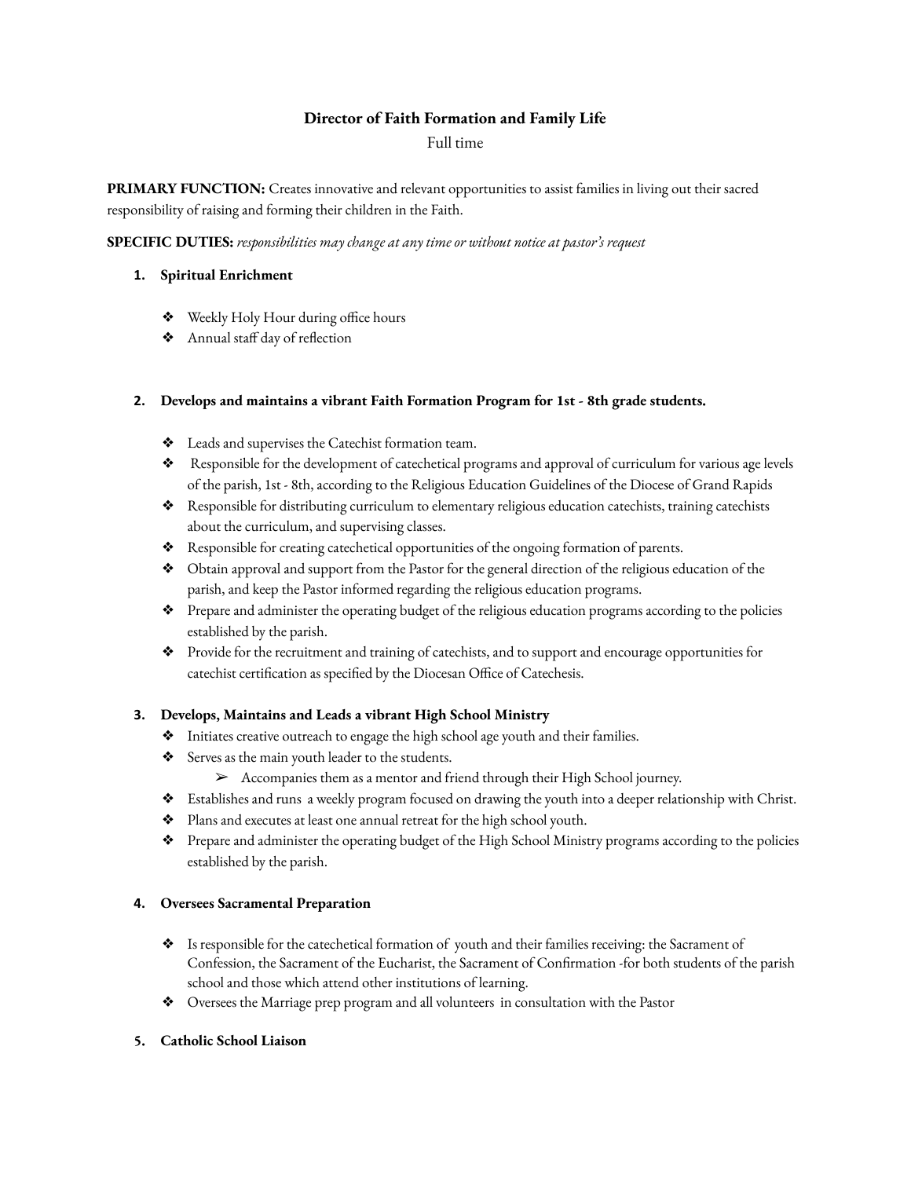# Director of Faith Formation and Family Life

Full time

**PRIMARY FUNCTION:** Creates innovative and relevant opportunities to assist families in living out their sacred responsibility of raising and forming their children in the Faith.

**SPECIFIC DUTIES:** *responsibilities may change at any time or without notice at pastor's request*

1. **Spiritual Enrichment**

   - Weekly Holy Hour during office hours
   - Annual staff day of reflection

2. **Develops and maintains a vibrant Faith Formation Program for 1st - 8th grade students.**

   - Leads and supervises the Catechist formation team.
   - Responsible for the development of catechetical programs and approval of curriculum for various age levels of the parish, 1st - 8th, according to the Religious Education Guidelines of the Diocese of Grand Rapids
   - Responsible for distributing curriculum to elementary religious education catechists, training catechists about the curriculum, and supervising classes.
   - Responsible for creating catechetical opportunities of the ongoing formation of parents.
   - Obtain approval and support from the Pastor for the general direction of the religious education of the parish, and keep the Pastor informed regarding the religious education programs.
   - Prepare and administer the operating budget of the religious education programs according to the policies established by the parish.
   - Provide for the recruitment and training of catechists, and to support and encourage opportunities for catechist certification as specified by the Diocesan Office of Catechesis.

3. **Develops, Maintains and Leads a vibrant High School Ministry**
   - Initiates creative outreach to engage the high school age youth and their families.
   - Serves as the main youth leader to the students.
     - Accompanies them as a mentor and friend through their High School journey.
   - Establishes and runs a weekly program focused on drawing the youth into a deeper relationship with Christ.
   - Plans and executes at least one annual retreat for the high school youth.
   - Prepare and administer the operating budget of the High School Ministry programs according to the policies established by the parish.

4. **Oversees Sacramental Preparation**

   - Is responsible for the catechetical formation of youth and their families receiving: the Sacrament of Confession, the Sacrament of the Eucharist, the Sacrament of Confirmation -for both students of the parish school and those which attend other institutions of learning.
   - Oversees the Marriage prep program and all volunteers in consultation with the Pastor

5. **Catholic School Liaison**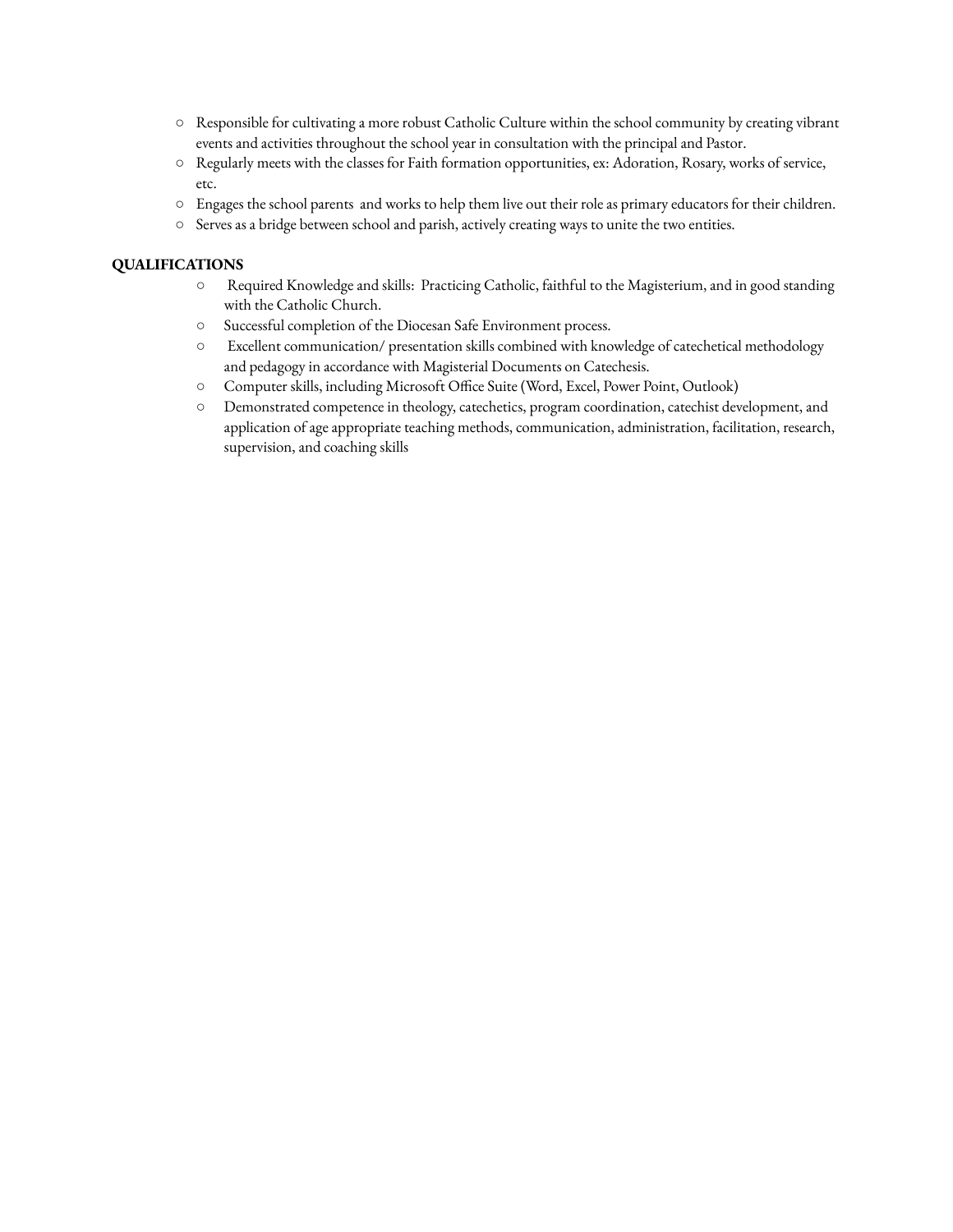- Responsible for cultivating a more robust Catholic Culture within the school community by creating vibrant events and activities throughout the school year in consultation with the principal and Pastor.
- Regularly meets with the classes for Faith formation opportunities, ex: Adoration, Rosary, works of service, etc.
- Engages the school parents and works to help them live out their role as primary educators for their children.
- Serves as a bridge between school and parish, actively creating ways to unite the two entities.

**QUALIFICATIONS**

- Required Knowledge and skills: Practicing Catholic, faithful to the Magisterium, and in good standing with the Catholic Church.
- Successful completion of the Diocesan Safe Environment process.
- Excellent communication/ presentation skills combined with knowledge of catechetical methodology and pedagogy in accordance with Magisterial Documents on Catechesis.
- Computer skills, including Microsoft Office Suite (Word, Excel, Power Point, Outlook)
- Demonstrated competence in theology, catechetics, program coordination, catechist development, and application of age appropriate teaching methods, communication, administration, facilitation, research, supervision, and coaching skills